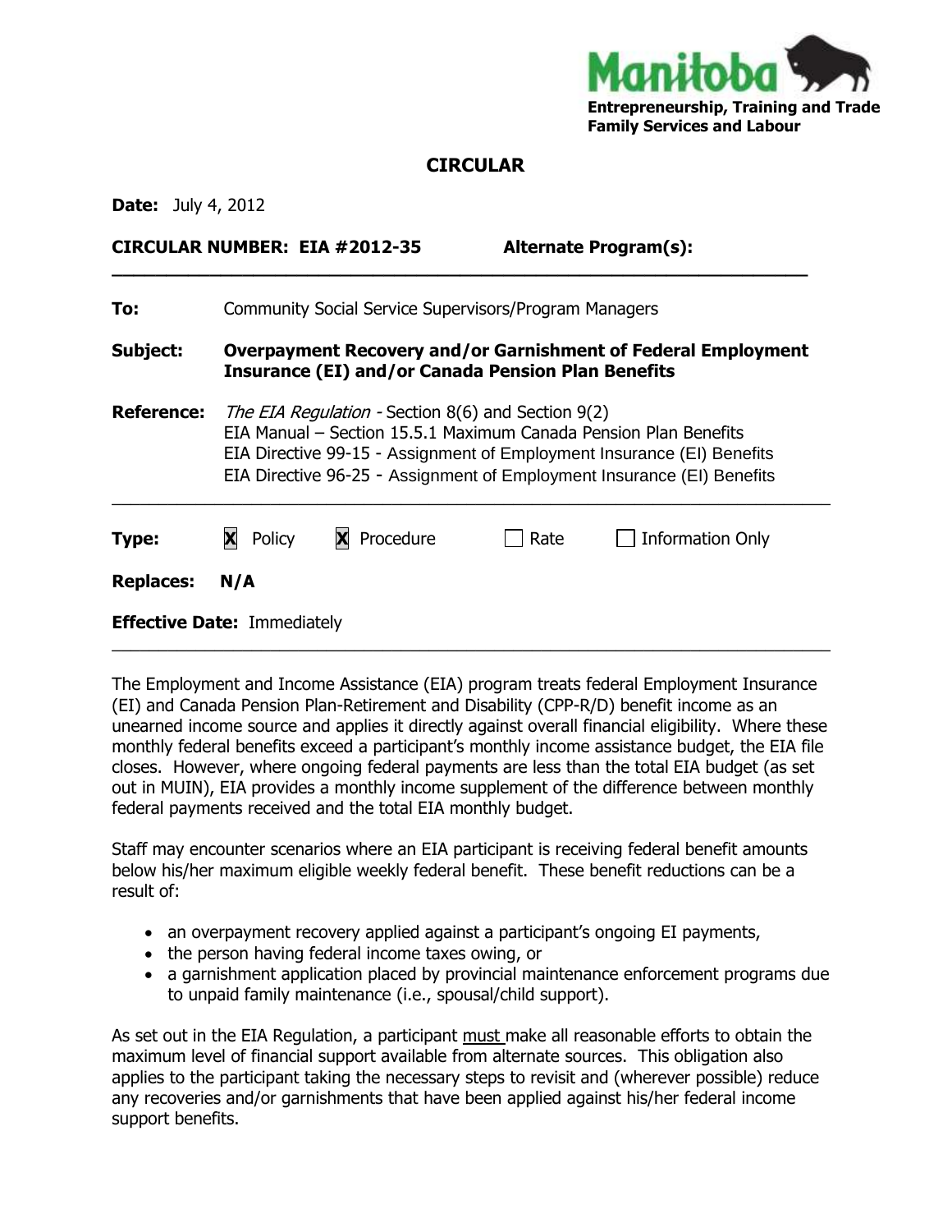Manitoba
**Entrepreneurship, Training and Trade**
**Family Services and Labour**

# CIRCULAR

**Date:** July 4, 2012

**CIRCULAR NUMBER: EIA #2012-35** **Alternate Program(s):**

---

**To:** Community Social Service Supervisors/Program Managers

**Subject:** **Overpayment Recovery and/or Garnishment of Federal Employment Insurance (EI) and/or Canada Pension Plan Benefits**

**Reference:** *The EIA Regulation* - Section 8(6) and Section 9(2)
EIA Manual – Section 15.5.1 Maximum Canada Pension Plan Benefits
EIA Directive 99-15 - Assignment of Employment Insurance (EI) Benefits
EIA Directive 96-25 - Assignment of Employment Insurance (EI) Benefits

---

**Type:** ☒ Policy ☒ Procedure ☐ Rate ☐ Information Only

**Replaces:** **N/A**

**Effective Date:** Immediately

---

The Employment and Income Assistance (EIA) program treats federal Employment Insurance (EI) and Canada Pension Plan-Retirement and Disability (CPP-R/D) benefit income as an unearned income source and applies it directly against overall financial eligibility. Where these monthly federal benefits exceed a participant's monthly income assistance budget, the EIA file closes. However, where ongoing federal payments are less than the total EIA budget (as set out in MUIN), EIA provides a monthly income supplement of the difference between monthly federal payments received and the total EIA monthly budget.

Staff may encounter scenarios where an EIA participant is receiving federal benefit amounts below his/her maximum eligible weekly federal benefit. These benefit reductions can be a result of:

- an overpayment recovery applied against a participant's ongoing EI payments,
- the person having federal income taxes owing, or
- a garnishment application placed by provincial maintenance enforcement programs due to unpaid family maintenance (i.e., spousal/child support).

As set out in the EIA Regulation, a participant must make all reasonable efforts to obtain the maximum level of financial support available from alternate sources. This obligation also applies to the participant taking the necessary steps to revisit and (wherever possible) reduce any recoveries and/or garnishments that have been applied against his/her federal income support benefits.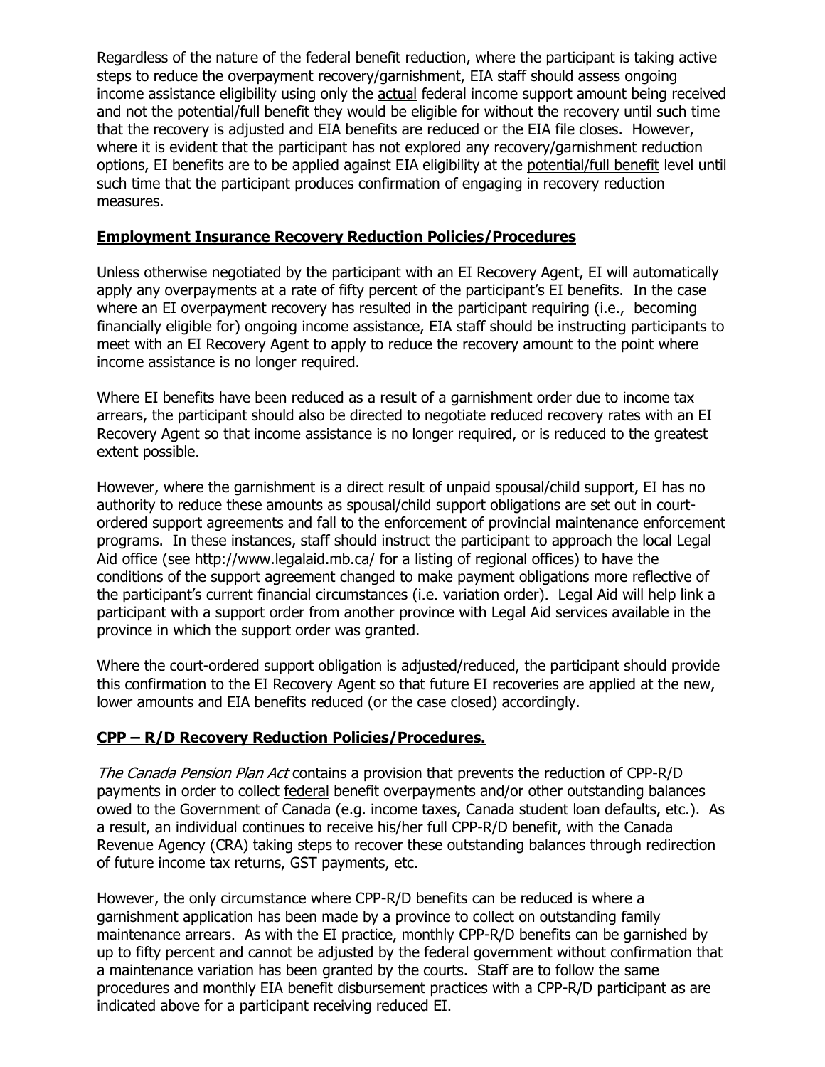Regardless of the nature of the federal benefit reduction, where the participant is taking active steps to reduce the overpayment recovery/garnishment, EIA staff should assess ongoing income assistance eligibility using only the actual federal income support amount being received and not the potential/full benefit they would be eligible for without the recovery until such time that the recovery is adjusted and EIA benefits are reduced or the EIA file closes. However, where it is evident that the participant has not explored any recovery/garnishment reduction options, EI benefits are to be applied against EIA eligibility at the potential/full benefit level until such time that the participant produces confirmation of engaging in recovery reduction measures.

## Employment Insurance Recovery Reduction Policies/Procedures

Unless otherwise negotiated by the participant with an EI Recovery Agent, EI will automatically apply any overpayments at a rate of fifty percent of the participant's EI benefits. In the case where an EI overpayment recovery has resulted in the participant requiring (i.e., becoming financially eligible for) ongoing income assistance, EIA staff should be instructing participants to meet with an EI Recovery Agent to apply to reduce the recovery amount to the point where income assistance is no longer required.

Where EI benefits have been reduced as a result of a garnishment order due to income tax arrears, the participant should also be directed to negotiate reduced recovery rates with an EI Recovery Agent so that income assistance is no longer required, or is reduced to the greatest extent possible.

However, where the garnishment is a direct result of unpaid spousal/child support, EI has no authority to reduce these amounts as spousal/child support obligations are set out in court-ordered support agreements and fall to the enforcement of provincial maintenance enforcement programs. In these instances, staff should instruct the participant to approach the local Legal Aid office (see http://www.legalaid.mb.ca/ for a listing of regional offices) to have the conditions of the support agreement changed to make payment obligations more reflective of the participant's current financial circumstances (i.e. variation order). Legal Aid will help link a participant with a support order from another province with Legal Aid services available in the province in which the support order was granted.

Where the court-ordered support obligation is adjusted/reduced, the participant should provide this confirmation to the EI Recovery Agent so that future EI recoveries are applied at the new, lower amounts and EIA benefits reduced (or the case closed) accordingly.

## CPP – R/D Recovery Reduction Policies/Procedures.

*The Canada Pension Plan Act* contains a provision that prevents the reduction of CPP-R/D payments in order to collect federal benefit overpayments and/or other outstanding balances owed to the Government of Canada (e.g. income taxes, Canada student loan defaults, etc.). As a result, an individual continues to receive his/her full CPP-R/D benefit, with the Canada Revenue Agency (CRA) taking steps to recover these outstanding balances through redirection of future income tax returns, GST payments, etc.

However, the only circumstance where CPP-R/D benefits can be reduced is where a garnishment application has been made by a province to collect on outstanding family maintenance arrears. As with the EI practice, monthly CPP-R/D benefits can be garnished by up to fifty percent and cannot be adjusted by the federal government without confirmation that a maintenance variation has been granted by the courts. Staff are to follow the same procedures and monthly EIA benefit disbursement practices with a CPP-R/D participant as are indicated above for a participant receiving reduced EI.